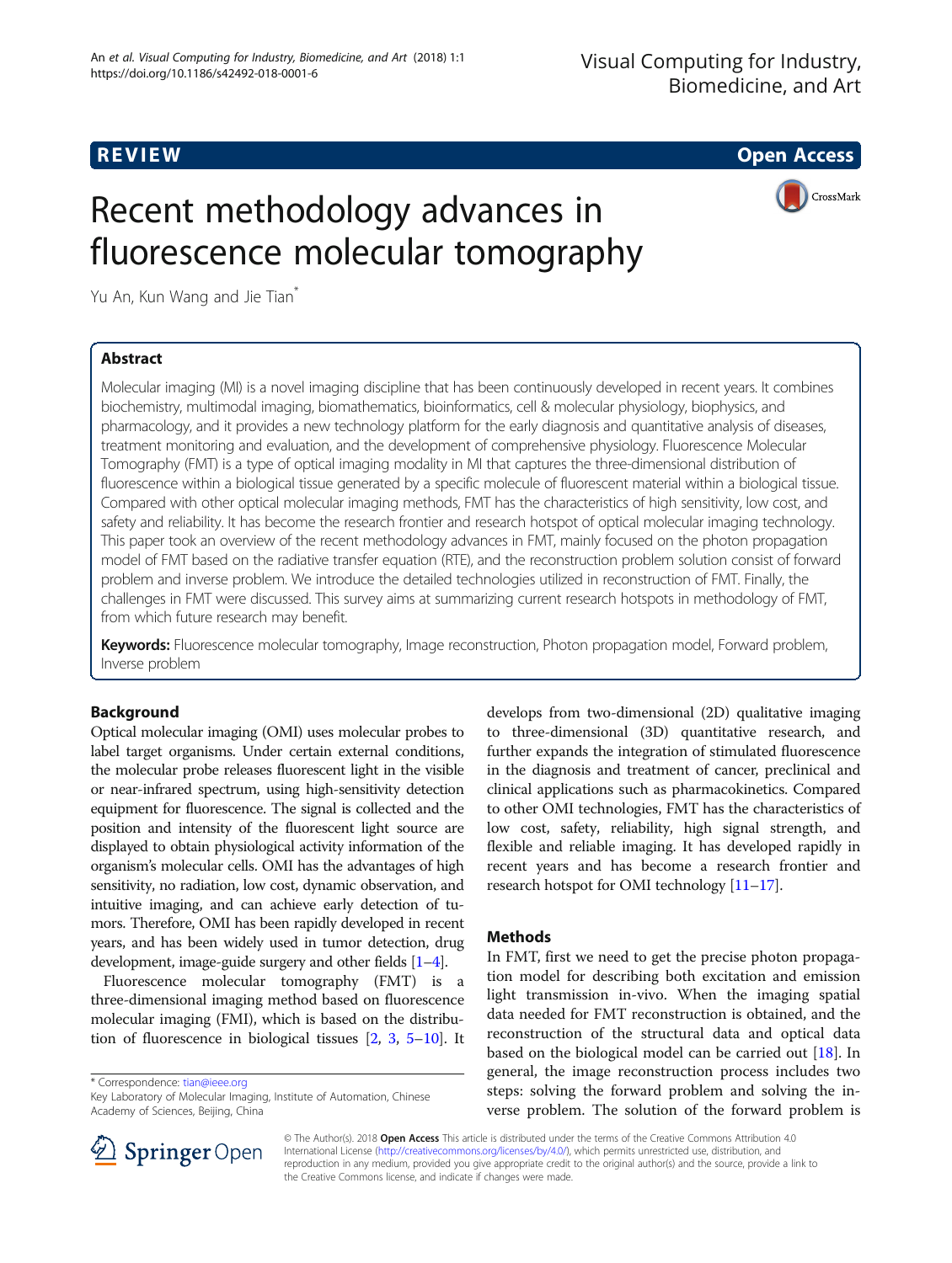**REVIEW** **Open Access**

# Recent methodology advances in fluorescence molecular tomography

Yu An, Kun Wang and Jie Tian*

## Abstract

Molecular imaging (MI) is a novel imaging discipline that has been continuously developed in recent years. It combines biochemistry, multimodal imaging, biomathematics, bioinformatics, cell & molecular physiology, biophysics, and pharmacology, and it provides a new technology platform for the early diagnosis and quantitative analysis of diseases, treatment monitoring and evaluation, and the development of comprehensive physiology. Fluorescence Molecular Tomography (FMT) is a type of optical imaging modality in MI that captures the three-dimensional distribution of fluorescence within a biological tissue generated by a specific molecule of fluorescent material within a biological tissue. Compared with other optical molecular imaging methods, FMT has the characteristics of high sensitivity, low cost, and safety and reliability. It has become the research frontier and research hotspot of optical molecular imaging technology. This paper took an overview of the recent methodology advances in FMT, mainly focused on the photon propagation model of FMT based on the radiative transfer equation (RTE), and the reconstruction problem solution consist of forward problem and inverse problem. We introduce the detailed technologies utilized in reconstruction of FMT. Finally, the challenges in FMT were discussed. This survey aims at summarizing current research hotspots in methodology of FMT, from which future research may benefit.

**Keywords:** Fluorescence molecular tomography, Image reconstruction, Photon propagation model, Forward problem, Inverse problem

## Background

Optical molecular imaging (OMI) uses molecular probes to label target organisms. Under certain external conditions, the molecular probe releases fluorescent light in the visible or near-infrared spectrum, using high-sensitivity detection equipment for fluorescence. The signal is collected and the position and intensity of the fluorescent light source are displayed to obtain physiological activity information of the organism's molecular cells. OMI has the advantages of high sensitivity, no radiation, low cost, dynamic observation, and intuitive imaging, and can achieve early detection of tumors. Therefore, OMI has been rapidly developed in recent years, and has been widely used in tumor detection, drug development, image-guide surgery and other fields [1–4].

Fluorescence molecular tomography (FMT) is a three-dimensional imaging method based on fluorescence molecular imaging (FMI), which is based on the distribution of fluorescence in biological tissues [2, 3, 5–10]. It develops from two-dimensional (2D) qualitative imaging to three-dimensional (3D) quantitative research, and further expands the integration of stimulated fluorescence in the diagnosis and treatment of cancer, preclinical and clinical applications such as pharmacokinetics. Compared to other OMI technologies, FMT has the characteristics of low cost, safety, reliability, high signal strength, and flexible and reliable imaging. It has developed rapidly in recent years and has become a research frontier and research hotspot for OMI technology [11–17].

## Methods

In FMT, first we need to get the precise photon propagation model for describing both excitation and emission light transmission in-vivo. When the imaging spatial data needed for FMT reconstruction is obtained, and the reconstruction of the structural data and optical data based on the biological model can be carried out [18]. In general, the image reconstruction process includes two steps: solving the forward problem and solving the inverse problem. The solution of the forward problem is

\* Correspondence: tian@ieee.org
Key Laboratory of Molecular Imaging, Institute of Automation, Chinese Academy of Sciences, Beijing, China

© The Author(s). 2018 **Open Access** This article is distributed under the terms of the Creative Commons Attribution 4.0 International License (http://creativecommons.org/licenses/by/4.0/), which permits unrestricted use, distribution, and reproduction in any medium, provided you give appropriate credit to the original author(s) and the source, provide a link to the Creative Commons license, and indicate if changes were made.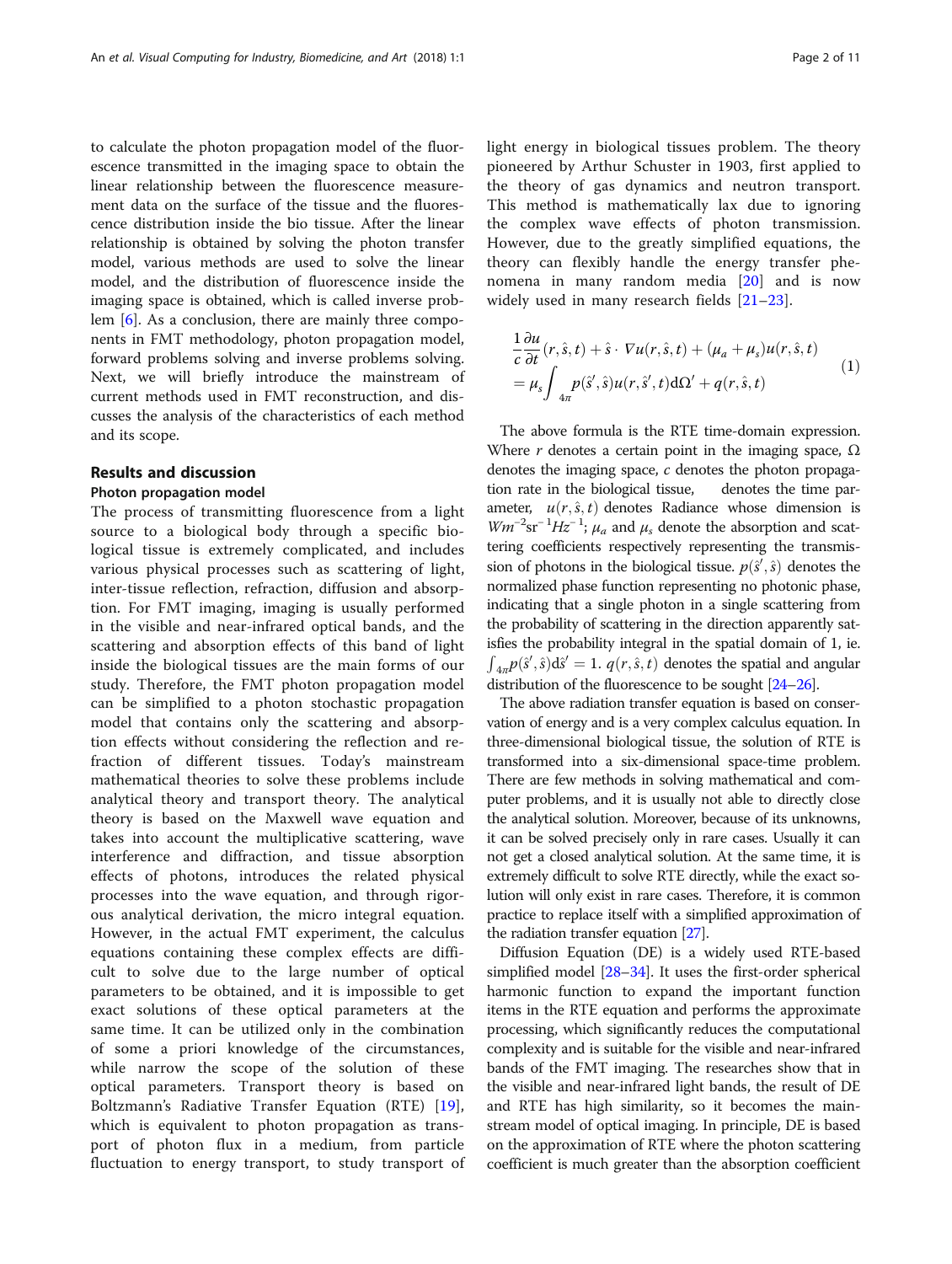to calculate the photon propagation model of the fluorescence transmitted in the imaging space to obtain the linear relationship between the fluorescence measurement data on the surface of the tissue and the fluorescence distribution inside the bio tissue. After the linear relationship is obtained by solving the photon transfer model, various methods are used to solve the linear model, and the distribution of fluorescence inside the imaging space is obtained, which is called inverse problem [6]. As a conclusion, there are mainly three components in FMT methodology, photon propagation model, forward problems solving and inverse problems solving. Next, we will briefly introduce the mainstream of current methods used in FMT reconstruction, and discusses the analysis of the characteristics of each method and its scope.

## Results and discussion

### Photon propagation model

The process of transmitting fluorescence from a light source to a biological body through a specific biological tissue is extremely complicated, and includes various physical processes such as scattering of light, inter-tissue reflection, refraction, diffusion and absorption. For FMT imaging, imaging is usually performed in the visible and near-infrared optical bands, and the scattering and absorption effects of this band of light inside the biological tissues are the main forms of our study. Therefore, the FMT photon propagation model can be simplified to a photon stochastic propagation model that contains only the scattering and absorption effects without considering the reflection and refraction of different tissues. Today's mainstream mathematical theories to solve these problems include analytical theory and transport theory. The analytical theory is based on the Maxwell wave equation and takes into account the multiplicative scattering, wave interference and diffraction, and tissue absorption effects of photons, introduces the related physical processes into the wave equation, and through rigorous analytical derivation, the micro integral equation. However, in the actual FMT experiment, the calculus equations containing these complex effects are difficult to solve due to the large number of optical parameters to be obtained, and it is impossible to get exact solutions of these optical parameters at the same time. It can be utilized only in the combination of some a priori knowledge of the circumstances, while narrow the scope of the solution of these optical parameters. Transport theory is based on Boltzmann's Radiative Transfer Equation (RTE) [19], which is equivalent to photon propagation as transport of photon flux in a medium, from particle fluctuation to energy transport, to study transport of light energy in biological tissues problem. The theory pioneered by Arthur Schuster in 1903, first applied to the theory of gas dynamics and neutron transport. This method is mathematically lax due to ignoring the complex wave effects of photon transmission. However, due to the greatly simplified equations, the theory can flexibly handle the energy transfer phenomena in many random media [20] and is now widely used in many research fields [21–23].

$$
\begin{aligned}
&\frac{1}{c}\frac{\partial u}{\partial t}(r,\hat{s},t)+\hat{s}\cdot\nabla u(r,\hat{s},t)+(\mu_a+\mu_s)u(r,\hat{s},t)\\
&=\mu_s\int_{4\pi}p(\hat{s}',\hat{s})u(r,\hat{s}',t)\mathrm{d}\Omega'+q(r,\hat{s},t)
\end{aligned}
\tag{1}
$$

The above formula is the RTE time-domain expression. Where $r$ denotes a certain point in the imaging space, $\Omega$ denotes the imaging space, $c$ denotes the photon propagation rate in the biological tissue, denotes the time parameter, $u(r,\hat{s},t)$ denotes Radiance whose dimension is $Wm^{-2}\mathrm{sr}^{-1}Hz^{-1}$; $\mu_a$ and $\mu_s$ denote the absorption and scattering coefficients respectively representing the transmission of photons in the biological tissue. $p(\hat{s}',\hat{s})$ denotes the normalized phase function representing no photonic phase, indicating that a single photon in a single scattering from the probability of scattering in the direction apparently satisfies the probability integral in the spatial domain of 1, ie. $\int_{4\pi}p(\hat{s}',\hat{s})\mathrm{d}\hat{s}'=1$. $q(r,\hat{s},t)$ denotes the spatial and angular distribution of the fluorescence to be sought [24–26].

The above radiation transfer equation is based on conservation of energy and is a very complex calculus equation. In three-dimensional biological tissue, the solution of RTE is transformed into a six-dimensional space-time problem. There are few methods in solving mathematical and computer problems, and it is usually not able to directly close the analytical solution. Moreover, because of its unknowns, it can be solved precisely only in rare cases. Usually it can not get a closed analytical solution. At the same time, it is extremely difficult to solve RTE directly, while the exact solution will only exist in rare cases. Therefore, it is common practice to replace itself with a simplified approximation of the radiation transfer equation [27].

Diffusion Equation (DE) is a widely used RTE-based simplified model [28–34]. It uses the first-order spherical harmonic function to expand the important function items in the RTE equation and performs the approximate processing, which significantly reduces the computational complexity and is suitable for the visible and near-infrared bands of the FMT imaging. The researches show that in the visible and near-infrared light bands, the result of DE and RTE has high similarity, so it becomes the mainstream model of optical imaging. In principle, DE is based on the approximation of RTE where the photon scattering coefficient is much greater than the absorption coefficient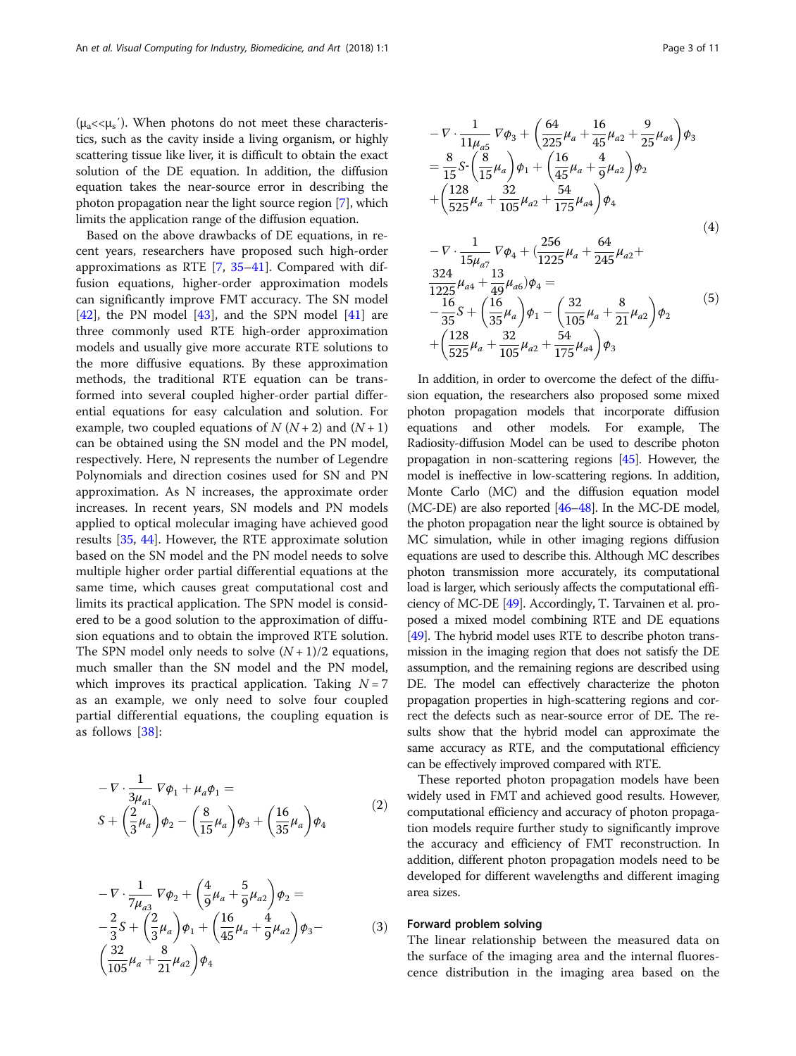($\mu_a << \mu_s'$). When photons do not meet these characteristics, such as the cavity inside a living organism, or highly scattering tissue like liver, it is difficult to obtain the exact solution of the DE equation. In addition, the diffusion equation takes the near-source error in describing the photon propagation near the light source region [7], which limits the application range of the diffusion equation.

Based on the above drawbacks of DE equations, in recent years, researchers have proposed such high-order approximations as RTE [7, 35–41]. Compared with diffusion equations, higher-order approximation models can significantly improve FMT accuracy. The SN model [42], the PN model [43], and the SPN model [41] are three commonly used RTE high-order approximation models and usually give more accurate RTE solutions to the more diffusive equations. By these approximation methods, the traditional RTE equation can be transformed into several coupled higher-order partial differential equations for easy calculation and solution. For example, two coupled equations of $N\ (N+2)$ and $(N+1)$ can be obtained using the SN model and the PN model, respectively. Here, N represents the number of Legendre Polynomials and direction cosines used for SN and PN approximation. As N increases, the approximate order increases. In recent years, SN models and PN models applied to optical molecular imaging have achieved good results [35, 44]. However, the RTE approximate solution based on the SN model and the PN model needs to solve multiple higher order partial differential equations at the same time, which causes great computational cost and limits its practical application. The SPN model is considered to be a good solution to the approximation of diffusion equations and to obtain the improved RTE solution. The SPN model only needs to solve $(N+1)/2$ equations, much smaller than the SN model and the PN model, which improves its practical application. Taking $N=7$ as an example, we only need to solve four coupled partial differential equations, the coupling equation is as follows [38]:

$$
-\nabla\cdot\frac{1}{3\mu_{a1}}\nabla\phi_1+\mu_a\phi_1= S+\left(\frac{2}{3}\mu_a\right)\phi_2-\left(\frac{8}{15}\mu_a\right)\phi_3+\left(\frac{16}{35}\mu_a\right)\phi_4 \tag{2}
$$

$$
-\nabla\cdot\frac{1}{7\mu_{a3}}\nabla\phi_2+\left(\frac{4}{9}\mu_a+\frac{5}{9}\mu_{a2}\right)\phi_2= -\frac{2}{3}S+\left(\frac{2}{3}\mu_a\right)\phi_1+\left(\frac{16}{45}\mu_a+\frac{4}{9}\mu_{a2}\right)\phi_3-\left(\frac{32}{105}\mu_a+\frac{8}{21}\mu_{a2}\right)\phi_4 \tag{3}
$$

$$
-\nabla\cdot\frac{1}{11\mu_{a5}}\nabla\phi_3+\left(\frac{64}{225}\mu_a+\frac{16}{45}\mu_{a2}+\frac{9}{25}\mu_{a4}\right)\phi_3 =\frac{8}{15}S-\left(\frac{8}{15}\mu_a\right)\phi_1+\left(\frac{16}{45}\mu_a+\frac{4}{9}\mu_{a2}\right)\phi_2 +\left(\frac{128}{525}\mu_a+\frac{32}{105}\mu_{a2}+\frac{54}{175}\mu_{a4}\right)\phi_4 \tag{4}
$$

$$
-\nabla\cdot\frac{1}{15\mu_{a7}}\nabla\phi_4+\left(\frac{256}{1225}\mu_a+\frac{64}{245}\mu_{a2}+\frac{324}{1225}\mu_{a4}+\frac{13}{49}\mu_{a6}\right)\phi_4= -\frac{16}{35}S+\left(\frac{16}{35}\mu_a\right)\phi_1-\left(\frac{32}{105}\mu_a+\frac{8}{21}\mu_{a2}\right)\phi_2 +\left(\frac{128}{525}\mu_a+\frac{32}{105}\mu_{a2}+\frac{54}{175}\mu_{a4}\right)\phi_3 \tag{5}
$$

In addition, in order to overcome the defect of the diffusion equation, the researchers also proposed some mixed photon propagation models that incorporate diffusion equations and other models. For example, The Radiosity-diffusion Model can be used to describe photon propagation in non-scattering regions [45]. However, the model is ineffective in low-scattering regions. In addition, Monte Carlo (MC) and the diffusion equation model (MC-DE) are also reported [46–48]. In the MC-DE model, the photon propagation near the light source is obtained by MC simulation, while in other imaging regions diffusion equations are used to describe this. Although MC describes photon transmission more accurately, its computational load is larger, which seriously affects the computational efficiency of MC-DE [49]. Accordingly, T. Tarvainen et al. proposed a mixed model combining RTE and DE equations [49]. The hybrid model uses RTE to describe photon transmission in the imaging region that does not satisfy the DE assumption, and the remaining regions are described using DE. The model can effectively characterize the photon propagation properties in high-scattering regions and correct the defects such as near-source error of DE. The results show that the hybrid model can approximate the same accuracy as RTE, and the computational efficiency can be effectively improved compared with RTE.

These reported photon propagation models have been widely used in FMT and achieved good results. However, computational efficiency and accuracy of photon propagation models require further study to significantly improve the accuracy and efficiency of FMT reconstruction. In addition, different photon propagation models need to be developed for different wavelengths and different imaging area sizes.

### Forward problem solving

The linear relationship between the measured data on the surface of the imaging area and the internal fluorescence distribution in the imaging area based on the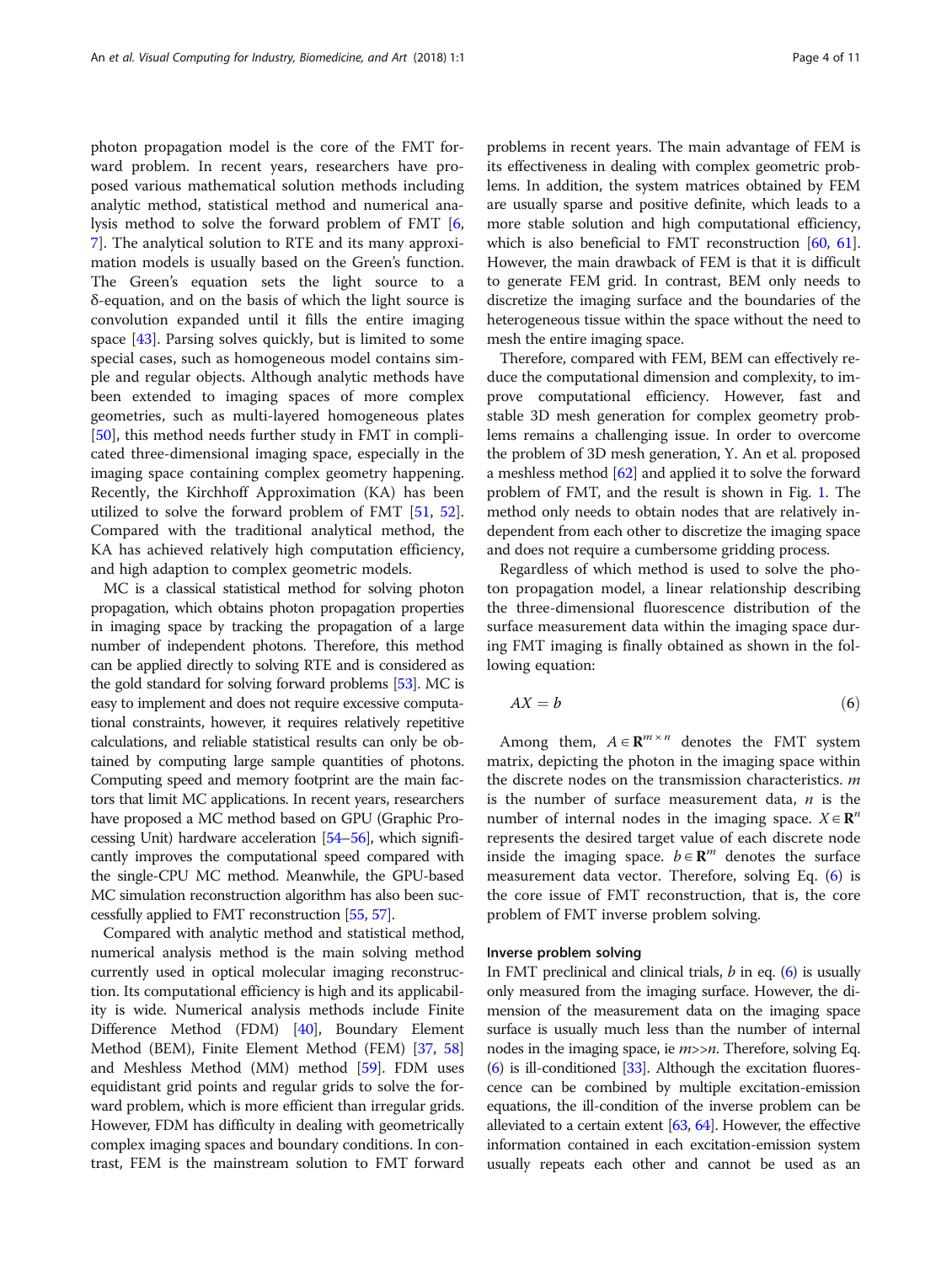photon propagation model is the core of the FMT forward problem. In recent years, researchers have proposed various mathematical solution methods including analytic method, statistical method and numerical analysis method to solve the forward problem of FMT [6, 7]. The analytical solution to RTE and its many approximation models is usually based on the Green's function. The Green's equation sets the light source to a δ-equation, and on the basis of which the light source is convolution expanded until it fills the entire imaging space [43]. Parsing solves quickly, but is limited to some special cases, such as homogeneous model contains simple and regular objects. Although analytic methods have been extended to imaging spaces of more complex geometries, such as multi-layered homogeneous plates [50], this method needs further study in FMT in complicated three-dimensional imaging space, especially in the imaging space containing complex geometry happening. Recently, the Kirchhoff Approximation (KA) has been utilized to solve the forward problem of FMT [51, 52]. Compared with the traditional analytical method, the KA has achieved relatively high computation efficiency, and high adaption to complex geometric models.

MC is a classical statistical method for solving photon propagation, which obtains photon propagation properties in imaging space by tracking the propagation of a large number of independent photons. Therefore, this method can be applied directly to solving RTE and is considered as the gold standard for solving forward problems [53]. MC is easy to implement and does not require excessive computational constraints, however, it requires relatively repetitive calculations, and reliable statistical results can only be obtained by computing large sample quantities of photons. Computing speed and memory footprint are the main factors that limit MC applications. In recent years, researchers have proposed a MC method based on GPU (Graphic Processing Unit) hardware acceleration [54–56], which significantly improves the computational speed compared with the single-CPU MC method. Meanwhile, the GPU-based MC simulation reconstruction algorithm has also been successfully applied to FMT reconstruction [55, 57].

Compared with analytic method and statistical method, numerical analysis method is the main solving method currently used in optical molecular imaging reconstruction. Its computational efficiency is high and its applicability is wide. Numerical analysis methods include Finite Difference Method (FDM) [40], Boundary Element Method (BEM), Finite Element Method (FEM) [37, 58] and Meshless Method (MM) method [59]. FDM uses equidistant grid points and regular grids to solve the forward problem, which is more efficient than irregular grids. However, FDM has difficulty in dealing with geometrically complex imaging spaces and boundary conditions. In contrast, FEM is the mainstream solution to FMT forward problems in recent years. The main advantage of FEM is its effectiveness in dealing with complex geometric problems. In addition, the system matrices obtained by FEM are usually sparse and positive definite, which leads to a more stable solution and high computational efficiency, which is also beneficial to FMT reconstruction [60, 61]. However, the main drawback of FEM is that it is difficult to generate FEM grid. In contrast, BEM only needs to discretize the imaging surface and the boundaries of the heterogeneous tissue within the space without the need to mesh the entire imaging space.

Therefore, compared with FEM, BEM can effectively reduce the computational dimension and complexity, to improve computational efficiency. However, fast and stable 3D mesh generation for complex geometry problems remains a challenging issue. In order to overcome the problem of 3D mesh generation, Y. An et al. proposed a meshless method [62] and applied it to solve the forward problem of FMT, and the result is shown in Fig. 1. The method only needs to obtain nodes that are relatively independent from each other to discretize the imaging space and does not require a cumbersome gridding process.

Regardless of which method is used to solve the photon propagation model, a linear relationship describing the three-dimensional fluorescence distribution of the surface measurement data within the imaging space during FMT imaging is finally obtained as shown in the following equation:

$$AX = b \tag{6}$$

Among them, $A \in \mathbf{R}^{m \times n}$ denotes the FMT system matrix, depicting the photon in the imaging space within the discrete nodes on the transmission characteristics. $m$ is the number of surface measurement data, $n$ is the number of internal nodes in the imaging space. $X \in \mathbf{R}^{n}$ represents the desired target value of each discrete node inside the imaging space. $b \in \mathbf{R}^{m}$ denotes the surface measurement data vector. Therefore, solving Eq. (6) is the core issue of FMT reconstruction, that is, the core problem of FMT inverse problem solving.

### Inverse problem solving

In FMT preclinical and clinical trials, $b$ in eq. (6) is usually only measured from the imaging surface. However, the dimension of the measurement data on the imaging space surface is usually much less than the number of internal nodes in the imaging space, ie $m>>n$. Therefore, solving Eq. (6) is ill-conditioned [33]. Although the excitation fluorescence can be combined by multiple excitation-emission equations, the ill-condition of the inverse problem can be alleviated to a certain extent [63, 64]. However, the effective information contained in each excitation-emission system usually repeats each other and cannot be used as an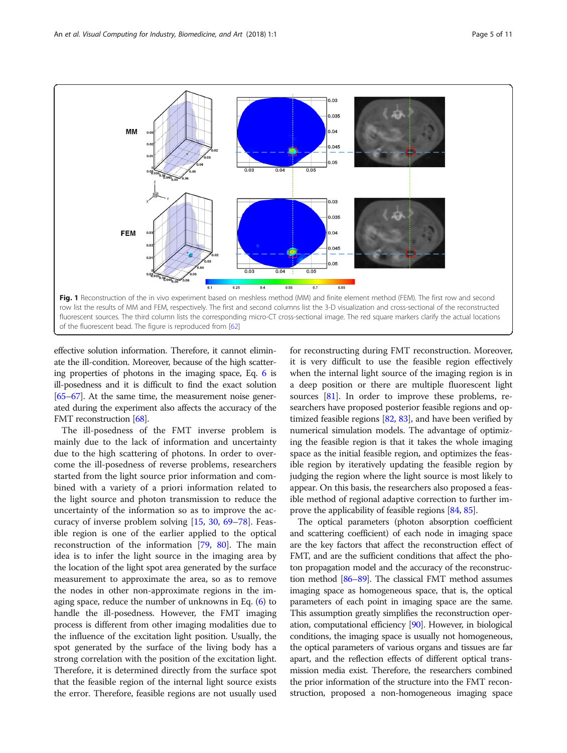**Fig. 1** Reconstruction of the in vivo experiment based on meshless method (MM) and finite element method (FEM). The first row and second row list the results of MM and FEM, respectively. The first and second columns list the 3-D visualization and cross-sectional of the reconstructed fluorescent sources. The third column lists the corresponding micro-CT cross-sectional image. The red square markers clarify the actual locations of the fluorescent bead. The figure is reproduced from [62]

effective solution information. Therefore, it cannot eliminate the ill-condition. Moreover, because of the high scattering properties of photons in the imaging space, Eq. 6 is ill-posedness and it is difficult to find the exact solution [65–67]. At the same time, the measurement noise generated during the experiment also affects the accuracy of the FMT reconstruction [68].

The ill-posedness of the FMT inverse problem is mainly due to the lack of information and uncertainty due to the high scattering of photons. In order to overcome the ill-posedness of reverse problems, researchers started from the light source prior information and combined with a variety of a priori information related to the light source and photon transmission to reduce the uncertainty of the information so as to improve the accuracy of inverse problem solving [15, 30, 69–78]. Feasible region is one of the earlier applied to the optical reconstruction of the information [79, 80]. The main idea is to infer the light source in the imaging area by the location of the light spot area generated by the surface measurement to approximate the area, so as to remove the nodes in other non-approximate regions in the imaging space, reduce the number of unknowns in Eq. (6) to handle the ill-posedness. However, the FMT imaging process is different from other imaging modalities due to the influence of the excitation light position. Usually, the spot generated by the surface of the living body has a strong correlation with the position of the excitation light. Therefore, it is determined directly from the surface spot that the feasible region of the internal light source exists the error. Therefore, feasible regions are not usually used for reconstructing during FMT reconstruction. Moreover, it is very difficult to use the feasible region effectively when the internal light source of the imaging region is in a deep position or there are multiple fluorescent light sources [81]. In order to improve these problems, researchers have proposed posterior feasible regions and optimized feasible regions [82, 83], and have been verified by numerical simulation models. The advantage of optimizing the feasible region is that it takes the whole imaging space as the initial feasible region, and optimizes the feasible region by iteratively updating the feasible region by judging the region where the light source is most likely to appear. On this basis, the researchers also proposed a feasible method of regional adaptive correction to further improve the applicability of feasible regions [84, 85].

The optical parameters (photon absorption coefficient and scattering coefficient) of each node in imaging space are the key factors that affect the reconstruction effect of FMT, and are the sufficient conditions that affect the photon propagation model and the accuracy of the reconstruction method [86–89]. The classical FMT method assumes imaging space as homogeneous space, that is, the optical parameters of each point in imaging space are the same. This assumption greatly simplifies the reconstruction operation, computational efficiency [90]. However, in biological conditions, the imaging space is usually not homogeneous, the optical parameters of various organs and tissues are far apart, and the reflection effects of different optical transmission media exist. Therefore, the researchers combined the prior information of the structure into the FMT reconstruction, proposed a non-homogeneous imaging space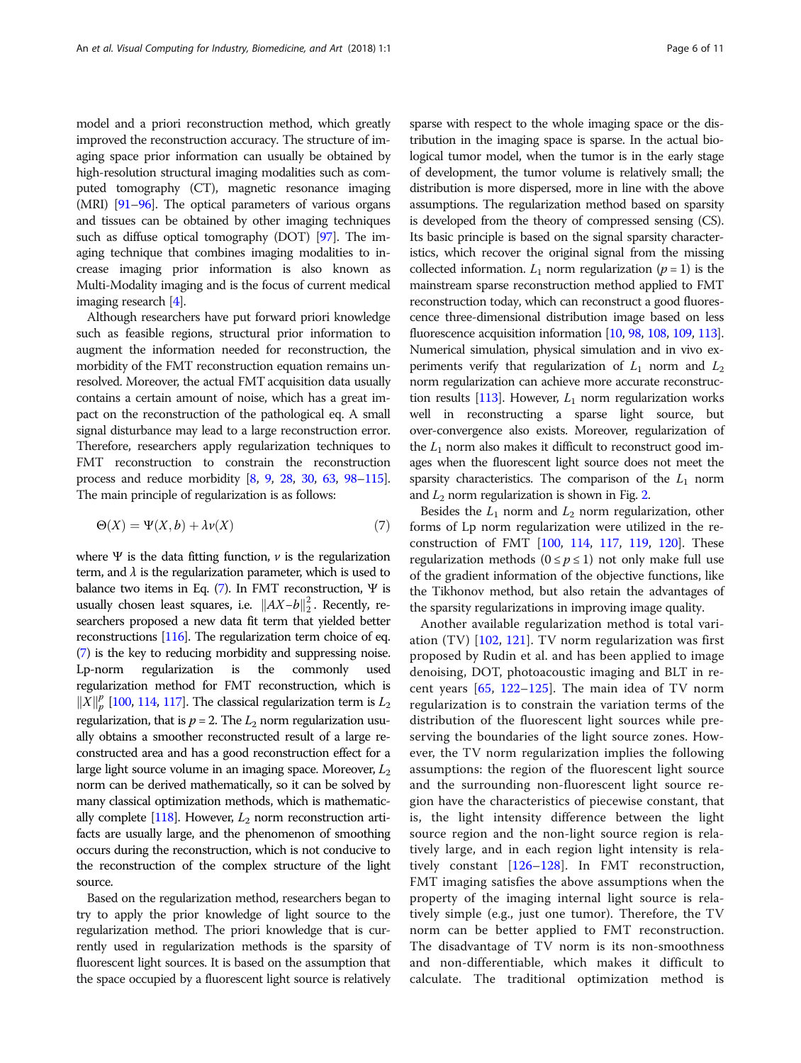model and a priori reconstruction method, which greatly improved the reconstruction accuracy. The structure of imaging space prior information can usually be obtained by high-resolution structural imaging modalities such as computed tomography (CT), magnetic resonance imaging (MRI) [91–96]. The optical parameters of various organs and tissues can be obtained by other imaging techniques such as diffuse optical tomography (DOT) [97]. The imaging technique that combines imaging modalities to increase imaging prior information is also known as Multi-Modality imaging and is the focus of current medical imaging research [4].

Although researchers have put forward priori knowledge such as feasible regions, structural prior information to augment the information needed for reconstruction, the morbidity of the FMT reconstruction equation remains unresolved. Moreover, the actual FMT acquisition data usually contains a certain amount of noise, which has a great impact on the reconstruction of the pathological eq. A small signal disturbance may lead to a large reconstruction error. Therefore, researchers apply regularization techniques to FMT reconstruction to constrain the reconstruction process and reduce morbidity [8, 9, 28, 30, 63, 98–115]. The main principle of regularization is as follows:

$$\Theta(X) = \Psi(X, b) + \lambda \nu(X) \tag{7}$$

where $\Psi$ is the data fitting function, $\nu$ is the regularization term, and $\lambda$ is the regularization parameter, which is used to balance two items in Eq. (7). In FMT reconstruction, $\Psi$ is usually chosen least squares, i.e. $\|AX-b\|_2^2$. Recently, researchers proposed a new data fit term that yielded better reconstructions [116]. The regularization term choice of eq. (7) is the key to reducing morbidity and suppressing noise. Lp-norm regularization is the commonly used regularization method for FMT reconstruction, which is $\|X\|_p^p$ [100, 114, 117]. The classical regularization term is $L_2$ regularization, that is $p = 2$. The $L_2$ norm regularization usually obtains a smoother reconstructed result of a large reconstructed area and has a good reconstruction effect for a large light source volume in an imaging space. Moreover, $L_2$ norm can be derived mathematically, so it can be solved by many classical optimization methods, which is mathematically complete [118]. However, $L_2$ norm reconstruction artifacts are usually large, and the phenomenon of smoothing occurs during the reconstruction, which is not conducive to the reconstruction of the complex structure of the light source.

Based on the regularization method, researchers began to try to apply the prior knowledge of light source to the regularization method. The priori knowledge that is currently used in regularization methods is the sparsity of fluorescent light sources. It is based on the assumption that the space occupied by a fluorescent light source is relatively sparse with respect to the whole imaging space or the distribution in the imaging space is sparse. In the actual biological tumor model, when the tumor is in the early stage of development, the tumor volume is relatively small; the distribution is more dispersed, more in line with the above assumptions. The regularization method based on sparsity is developed from the theory of compressed sensing (CS). Its basic principle is based on the signal sparsity characteristics, which recover the original signal from the missing collected information. $L_1$ norm regularization ($p = 1$) is the mainstream sparse reconstruction method applied to FMT reconstruction today, which can reconstruct a good fluorescence three-dimensional distribution image based on less fluorescence acquisition information [10, 98, 108, 109, 113]. Numerical simulation, physical simulation and in vivo experiments verify that regularization of $L_1$ norm and $L_2$ norm regularization can achieve more accurate reconstruction results [113]. However, $L_1$ norm regularization works well in reconstructing a sparse light source, but over-convergence also exists. Moreover, regularization of the $L_1$ norm also makes it difficult to reconstruct good images when the fluorescent light source does not meet the sparsity characteristics. The comparison of the $L_1$ norm and $L_2$ norm regularization is shown in Fig. 2.

Besides the $L_1$ norm and $L_2$ norm regularization, other forms of Lp norm regularization were utilized in the reconstruction of FMT [100, 114, 117, 119, 120]. These regularization methods ($0 \le p \le 1$) not only make full use of the gradient information of the objective functions, like the Tikhonov method, but also retain the advantages of the sparsity regularizations in improving image quality.

Another available regularization method is total variation (TV) [102, 121]. TV norm regularization was first proposed by Rudin et al. and has been applied to image denoising, DOT, photoacoustic imaging and BLT in recent years [65, 122–125]. The main idea of TV norm regularization is to constrain the variation terms of the distribution of the fluorescent light sources while preserving the boundaries of the light source zones. However, the TV norm regularization implies the following assumptions: the region of the fluorescent light source and the surrounding non-fluorescent light source region have the characteristics of piecewise constant, that is, the light intensity difference between the light source region and the non-light source region is relatively large, and in each region light intensity is relatively constant [126–128]. In FMT reconstruction, FMT imaging satisfies the above assumptions when the property of the imaging internal light source is relatively simple (e.g., just one tumor). Therefore, the TV norm can be better applied to FMT reconstruction. The disadvantage of TV norm is its non-smoothness and non-differentiable, which makes it difficult to calculate. The traditional optimization method is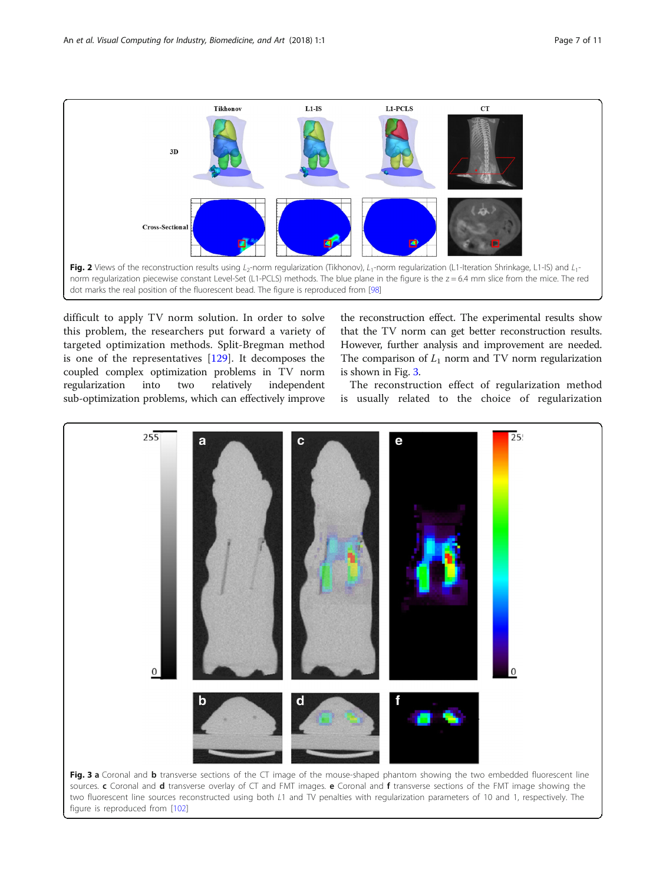Fig. 2 Views of the reconstruction results using $L_2$-norm regularization (Tikhonov), $L_1$-norm regularization (L1-Iteration Shrinkage, L1-IS) and $L_1$-norm regularization piecewise constant Level-Set (L1-PCLS) methods. The blue plane in the figure is the z = 6.4 mm slice from the mice. The red dot marks the real position of the fluorescent bead. The figure is reproduced from [98]

difficult to apply TV norm solution. In order to solve this problem, the researchers put forward a variety of targeted optimization methods. Split-Bregman method is one of the representatives [129]. It decomposes the coupled complex optimization problems in TV norm regularization into two relatively independent sub-optimization problems, which can effectively improve the reconstruction effect. The experimental results show that the TV norm can get better reconstruction results. However, further analysis and improvement are needed. The comparison of $L_1$ norm and TV norm regularization is shown in Fig. 3.

The reconstruction effect of regularization method is usually related to the choice of regularization

Fig. 3 **a** Coronal and **b** transverse sections of the CT image of the mouse-shaped phantom showing the two embedded fluorescent line sources. **c** Coronal and **d** transverse overlay of CT and FMT images. **e** Coronal and **f** transverse sections of the FMT image showing the two fluorescent line sources reconstructed using both *L1* and TV penalties with regularization parameters of 10 and 1, respectively. The figure is reproduced from [102]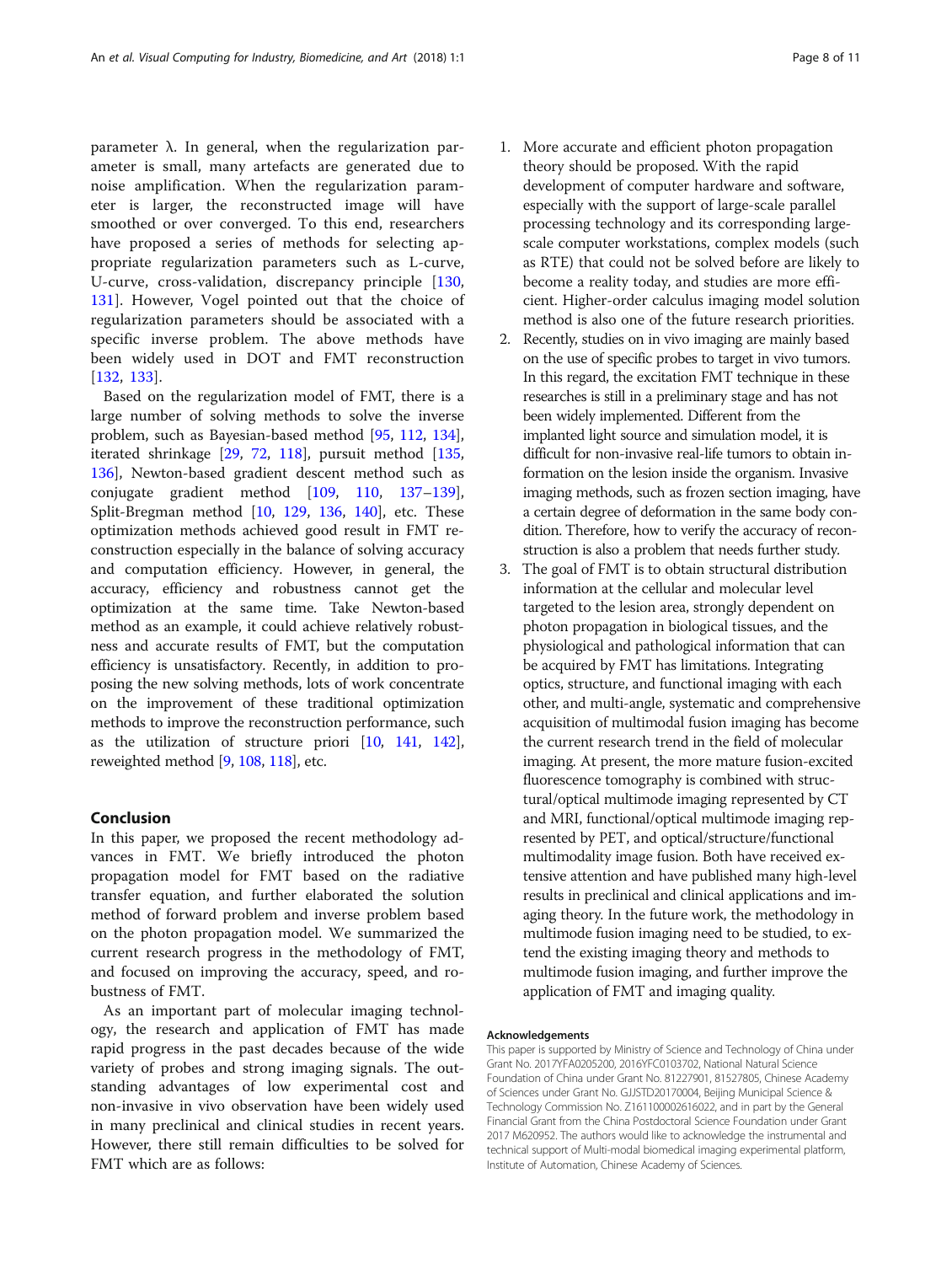parameter λ. In general, when the regularization parameter is small, many artefacts are generated due to noise amplification. When the regularization parameter is larger, the reconstructed image will have smoothed or over converged. To this end, researchers have proposed a series of methods for selecting appropriate regularization parameters such as L-curve, U-curve, cross-validation, discrepancy principle [130, 131]. However, Vogel pointed out that the choice of regularization parameters should be associated with a specific inverse problem. The above methods have been widely used in DOT and FMT reconstruction [132, 133].

Based on the regularization model of FMT, there is a large number of solving methods to solve the inverse problem, such as Bayesian-based method [95, 112, 134], iterated shrinkage [29, 72, 118], pursuit method [135, 136], Newton-based gradient descent method such as conjugate gradient method [109, 110, 137–139], Split-Bregman method [10, 129, 136, 140], etc. These optimization methods achieved good result in FMT reconstruction especially in the balance of solving accuracy and computation efficiency. However, in general, the accuracy, efficiency and robustness cannot get the optimization at the same time. Take Newton-based method as an example, it could achieve relatively robustness and accurate results of FMT, but the computation efficiency is unsatisfactory. Recently, in addition to proposing the new solving methods, lots of work concentrate on the improvement of these traditional optimization methods to improve the reconstruction performance, such as the utilization of structure priori [10, 141, 142], reweighted method [9, 108, 118], etc.

## Conclusion

In this paper, we proposed the recent methodology advances in FMT. We briefly introduced the photon propagation model for FMT based on the radiative transfer equation, and further elaborated the solution method of forward problem and inverse problem based on the photon propagation model. We summarized the current research progress in the methodology of FMT, and focused on improving the accuracy, speed, and robustness of FMT.

As an important part of molecular imaging technology, the research and application of FMT has made rapid progress in the past decades because of the wide variety of probes and strong imaging signals. The outstanding advantages of low experimental cost and non-invasive in vivo observation have been widely used in many preclinical and clinical studies in recent years. However, there still remain difficulties to be solved for FMT which are as follows:

1. More accurate and efficient photon propagation theory should be proposed. With the rapid development of computer hardware and software, especially with the support of large-scale parallel processing technology and its corresponding large-scale computer workstations, complex models (such as RTE) that could not be solved before are likely to become a reality today, and studies are more efficient. Higher-order calculus imaging model solution method is also one of the future research priorities.
2. Recently, studies on in vivo imaging are mainly based on the use of specific probes to target in vivo tumors. In this regard, the excitation FMT technique in these researches is still in a preliminary stage and has not been widely implemented. Different from the implanted light source and simulation model, it is difficult for non-invasive real-life tumors to obtain information on the lesion inside the organism. Invasive imaging methods, such as frozen section imaging, have a certain degree of deformation in the same body condition. Therefore, how to verify the accuracy of reconstruction is also a problem that needs further study.
3. The goal of FMT is to obtain structural distribution information at the cellular and molecular level targeted to the lesion area, strongly dependent on photon propagation in biological tissues, and the physiological and pathological information that can be acquired by FMT has limitations. Integrating optics, structure, and functional imaging with each other, and multi-angle, systematic and comprehensive acquisition of multimodal fusion imaging has become the current research trend in the field of molecular imaging. At present, the more mature fusion-excited fluorescence tomography is combined with structural/optical multimode imaging represented by CT and MRI, functional/optical multimode imaging represented by PET, and optical/structure/functional multimodality image fusion. Both have received extensive attention and have published many high-level results in preclinical and clinical applications and imaging theory. In the future work, the methodology in multimode fusion imaging need to be studied, to extend the existing imaging theory and methods to multimode fusion imaging, and further improve the application of FMT and imaging quality.

#### Acknowledgements

This paper is supported by Ministry of Science and Technology of China under Grant No. 2017YFA0205200, 2016YFC0103702, National Natural Science Foundation of China under Grant No. 81227901, 81527805, Chinese Academy of Sciences under Grant No. GJJSTD20170004, Beijing Municipal Science & Technology Commission No. Z161100002616022, and in part by the General Financial Grant from the China Postdoctoral Science Foundation under Grant 2017 M620952. The authors would like to acknowledge the instrumental and technical support of Multi-modal biomedical imaging experimental platform, Institute of Automation, Chinese Academy of Sciences.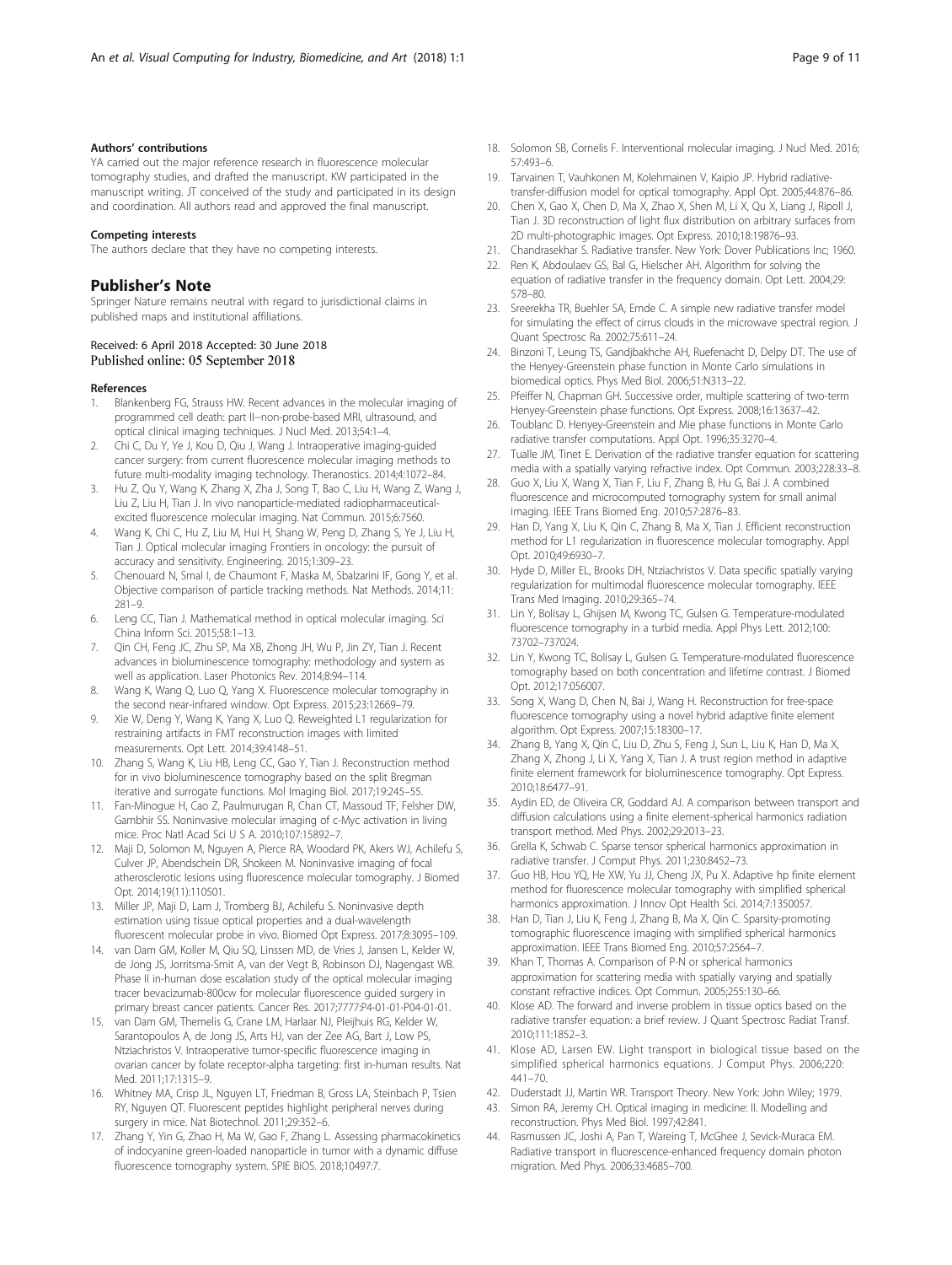#### Authors' contributions

YA carried out the major reference research in fluorescence molecular tomography studies, and drafted the manuscript. KW participated in the manuscript writing. JT conceived of the study and participated in its design and coordination. All authors read and approved the final manuscript.

#### Competing interests

The authors declare that they have no competing interests.

## Publisher's Note

Springer Nature remains neutral with regard to jurisdictional claims in published maps and institutional affiliations.

Received: 6 April 2018 Accepted: 30 June 2018
Published online: 05 September 2018

#### References

1. Blankenberg FG, Strauss HW. Recent advances in the molecular imaging of programmed cell death: part II--non-probe-based MRI, ultrasound, and optical clinical imaging techniques. J Nucl Med. 2013;54:1–4.
2. Chi C, Du Y, Ye J, Kou D, Qiu J, Wang J. Intraoperative imaging-guided cancer surgery: from current fluorescence molecular imaging methods to future multi-modality imaging technology. Theranostics. 2014;4:1072–84.
3. Hu Z, Qu Y, Wang K, Zhang X, Zha J, Song T, Bao C, Liu H, Wang Z, Wang J, Liu Z, Liu H, Tian J. In vivo nanoparticle-mediated radiopharmaceutical-excited fluorescence molecular imaging. Nat Commun. 2015;6:7560.
4. Wang K, Chi C, Hu Z, Liu M, Hui H, Shang W, Peng D, Zhang S, Ye J, Liu H, Tian J. Optical molecular imaging Frontiers in oncology: the pursuit of accuracy and sensitivity. Engineering. 2015;1:309–23.
5. Chenouard N, Smal I, de Chaumont F, Maska M, Sbalzarini IF, Gong Y, et al. Objective comparison of particle tracking methods. Nat Methods. 2014;11:281–9.
6. Leng CC, Tian J. Mathematical method in optical molecular imaging. Sci China Inform Sci. 2015;58:1–13.
7. Qin CH, Feng JC, Zhu SP, Ma XB, Zhong JH, Wu P, Jin ZY, Tian J. Recent advances in bioluminescence tomography: methodology and system as well as application. Laser Photonics Rev. 2014;8:94–114.
8. Wang K, Wang Q, Luo Q, Yang X. Fluorescence molecular tomography in the second near-infrared window. Opt Express. 2015;23:12669–79.
9. Xie W, Deng Y, Wang K, Yang X, Luo Q. Reweighted L1 regularization for restraining artifacts in FMT reconstruction images with limited measurements. Opt Lett. 2014;39:4148–51.
10. Zhang S, Wang K, Liu HB, Leng CC, Gao Y, Tian J. Reconstruction method for in vivo bioluminescence tomography based on the split Bregman iterative and surrogate functions. Mol Imaging Biol. 2017;19:245–55.
11. Fan-Minogue H, Cao Z, Paulmurugan R, Chan CT, Massoud TF, Felsher DW, Gambhir SS. Noninvasive molecular imaging of c-Myc activation in living mice. Proc Natl Acad Sci U S A. 2010;107:15892–7.
12. Maji D, Solomon M, Nguyen A, Pierce RA, Woodard PK, Akers WJ, Achilefu S, Culver JP, Abendschein DR, Shokeen M. Noninvasive imaging of focal atherosclerotic lesions using fluorescence molecular tomography. J Biomed Opt. 2014;19(11):110501.
13. Miller JP, Maji D, Lam J, Tromberg BJ, Achilefu S. Noninvasive depth estimation using tissue optical properties and a dual-wavelength fluorescent molecular probe in vivo. Biomed Opt Express. 2017;8:3095–109.
14. van Dam GM, Koller M, Qiu SQ, Linssen MD, de Vries J, Jansen L, Kelder W, de Jong JS, Jorritsma-Smit A, van der Vegt B, Robinson DJ, Nagengast WB. Phase II in-human dose escalation study of the optical molecular imaging tracer bevacizumab-800cw for molecular fluorescence guided surgery in primary breast cancer patients. Cancer Res. 2017;7777:P4-01-01-P04-01-01.
15. van Dam GM, Themelis G, Crane LM, Harlaar NJ, Pleijhuis RG, Kelder W, Sarantopoulos A, de Jong JS, Arts HJ, van der Zee AG, Bart J, Low PS, Ntziachristos V. Intraoperative tumor-specific fluorescence imaging in ovarian cancer by folate receptor-alpha targeting: first in-human results. Nat Med. 2011;17:1315–9.
16. Whitney MA, Crisp JL, Nguyen LT, Friedman B, Gross LA, Steinbach P, Tsien RY, Nguyen QT. Fluorescent peptides highlight peripheral nerves during surgery in mice. Nat Biotechnol. 2011;29:352–6.
17. Zhang Y, Yin G, Zhao H, Ma W, Gao F, Zhang L. Assessing pharmacokinetics of indocyanine green-loaded nanoparticle in tumor with a dynamic diffuse fluorescence tomography system. SPIE BiOS. 2018;10497:7.
18. Solomon SB, Cornelis F. Interventional molecular imaging. J Nucl Med. 2016;57:493–6.
19. Tarvainen T, Vauhkonen M, Kolehmainen V, Kaipio JP. Hybrid radiative-transfer-diffusion model for optical tomography. Appl Opt. 2005;44:876–86.
20. Chen X, Gao X, Chen D, Ma X, Zhao X, Shen M, Li X, Qu X, Liang J, Ripoll J, Tian J. 3D reconstruction of light flux distribution on arbitrary surfaces from 2D multi-photographic images. Opt Express. 2010;18:19876–93.
21. Chandrasekhar S. Radiative transfer. New York: Dover Publications Inc; 1960.
22. Ren K, Abdoulaev GS, Bal G, Hielscher AH. Algorithm for solving the equation of radiative transfer in the frequency domain. Opt Lett. 2004;29:578–80.
23. Sreerekha TR, Buehler SA, Emde C. A simple new radiative transfer model for simulating the effect of cirrus clouds in the microwave spectral region. J Quant Spectrosc Ra. 2002;75:611–24.
24. Binzoni T, Leung TS, Gandjbakhche AH, Ruefenacht D, Delpy DT. The use of the Henyey-Greenstein phase function in Monte Carlo simulations in biomedical optics. Phys Med Biol. 2006;51:N313–22.
25. Pfeiffer N, Chapman GH. Successive order, multiple scattering of two-term Henyey-Greenstein phase functions. Opt Express. 2008;16:13637–42.
26. Toublanc D. Henyey-Greenstein and Mie phase functions in Monte Carlo radiative transfer computations. Appl Opt. 1996;35:3270–4.
27. Tualle JM, Tinet E. Derivation of the radiative transfer equation for scattering media with a spatially varying refractive index. Opt Commun. 2003;228:33–8.
28. Guo X, Liu X, Wang X, Tian F, Liu F, Zhang B, Hu G, Bai J. A combined fluorescence and microcomputed tomography system for small animal imaging. IEEE Trans Biomed Eng. 2010;57:2876–83.
29. Han D, Yang X, Liu K, Qin C, Zhang B, Ma X, Tian J. Efficient reconstruction method for L1 regularization in fluorescence molecular tomography. Appl Opt. 2010;49:6930–7.
30. Hyde D, Miller EL, Brooks DH, Ntziachristos V. Data specific spatially varying regularization for multimodal fluorescence molecular tomography. IEEE Trans Med Imaging. 2010;29:365–74.
31. Lin Y, Bolisay L, Ghijsen M, Kwong TC, Gulsen G. Temperature-modulated fluorescence tomography in a turbid media. Appl Phys Lett. 2012;100:73702–737024.
32. Lin Y, Kwong TC, Bolisay L, Gulsen G. Temperature-modulated fluorescence tomography based on both concentration and lifetime contrast. J Biomed Opt. 2012;17:056007.
33. Song X, Wang D, Chen N, Bai J, Wang H. Reconstruction for free-space fluorescence tomography using a novel hybrid adaptive finite element algorithm. Opt Express. 2007;15:18300–17.
34. Zhang B, Yang X, Qin C, Liu D, Zhu S, Feng J, Sun L, Liu K, Han D, Ma X, Zhang X, Zhong J, Li X, Yang X, Tian J. A trust region method in adaptive finite element framework for bioluminescence tomography. Opt Express. 2010;18:6477–91.
35. Aydin ED, de Oliveira CR, Goddard AJ. A comparison between transport and diffusion calculations using a finite element-spherical harmonics radiation transport method. Med Phys. 2002;29:2013–23.
36. Grella K, Schwab C. Sparse tensor spherical harmonics approximation in radiative transfer. J Comput Phys. 2011;230:8452–73.
37. Guo HB, Hou YQ, He XW, Yu JJ, Cheng JX, Pu X. Adaptive hp finite element method for fluorescence molecular tomography with simplified spherical harmonics approximation. J Innov Opt Health Sci. 2014;7:1350057.
38. Han D, Tian J, Liu K, Feng J, Zhang B, Ma X, Qin C. Sparsity-promoting tomographic fluorescence imaging with simplified spherical harmonics approximation. IEEE Trans Biomed Eng. 2010;57:2564–7.
39. Khan T, Thomas A. Comparison of P-N or spherical harmonics approximation for scattering media with spatially varying and spatially constant refractive indices. Opt Commun. 2005;255:130–66.
40. Klose AD. The forward and inverse problem in tissue optics based on the radiative transfer equation: a brief review. J Quant Spectrosc Radiat Transf. 2010;111:1852–3.
41. Klose AD, Larsen EW. Light transport in biological tissue based on the simplified spherical harmonics equations. J Comput Phys. 2006;220:441–70.
42. Duderstadt JJ, Martin WR. Transport Theory. New York: John Wiley; 1979.
43. Simon RA, Jeremy CH. Optical imaging in medicine: II. Modelling and reconstruction. Phys Med Biol. 1997;42:841.
44. Rasmussen JC, Joshi A, Pan T, Wareing T, McGhee J, Sevick-Muraca EM. Radiative transport in fluorescence-enhanced frequency domain photon migration. Med Phys. 2006;33:4685–700.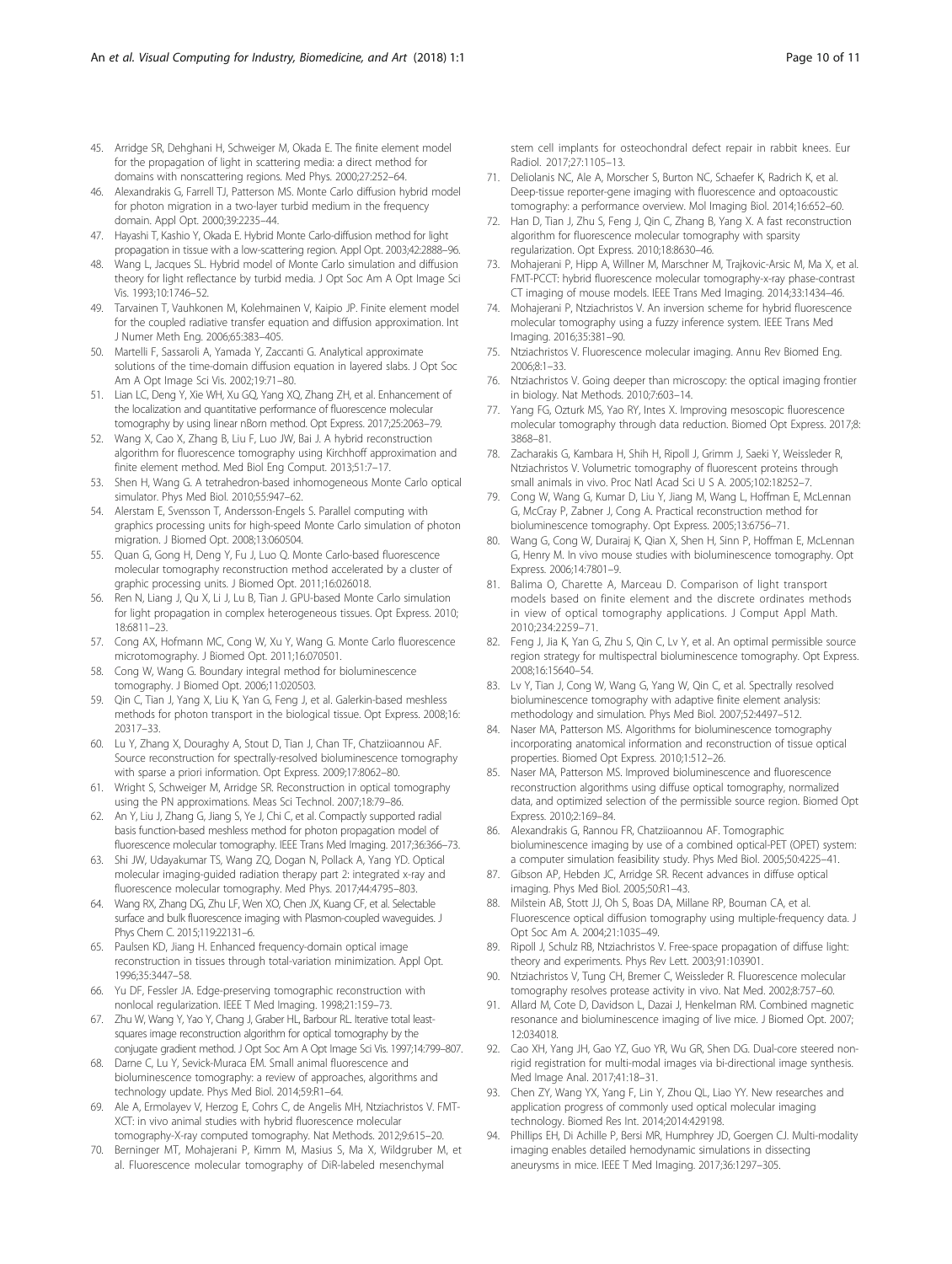45. Arridge SR, Dehghani H, Schweiger M, Okada E. The finite element model for the propagation of light in scattering media: a direct method for domains with nonscattering regions. Med Phys. 2000;27:252–64.
46. Alexandrakis G, Farrell TJ, Patterson MS. Monte Carlo diffusion hybrid model for photon migration in a two-layer turbid medium in the frequency domain. Appl Opt. 2000;39:2235–44.
47. Hayashi T, Kashio Y, Okada E. Hybrid Monte Carlo-diffusion method for light propagation in tissue with a low-scattering region. Appl Opt. 2003;42:2888–96.
48. Wang L, Jacques SL. Hybrid model of Monte Carlo simulation and diffusion theory for light reflectance by turbid media. J Opt Soc Am A Opt Image Sci Vis. 1993;10:1746–52.
49. Tarvainen T, Vauhkonen M, Kolehmainen V, Kaipio JP. Finite element model for the coupled radiative transfer equation and diffusion approximation. Int J Numer Meth Eng. 2006;65:383–405.
50. Martelli F, Sassaroli A, Yamada Y, Zaccanti G. Analytical approximate solutions of the time-domain diffusion equation in layered slabs. J Opt Soc Am A Opt Image Sci Vis. 2002;19:71–80.
51. Lian LC, Deng Y, Xie WH, Xu GQ, Yang XQ, Zhang ZH, et al. Enhancement of the localization and quantitative performance of fluorescence molecular tomography by using linear nBorn method. Opt Express. 2017;25:2063–79.
52. Wang X, Cao X, Zhang B, Liu F, Luo JW, Bai J. A hybrid reconstruction algorithm for fluorescence tomography using Kirchhoff approximation and finite element method. Med Biol Eng Comput. 2013;51:7–17.
53. Shen H, Wang G. A tetrahedron-based inhomogeneous Monte Carlo optical simulator. Phys Med Biol. 2010;55:947–62.
54. Alerstam E, Svensson T, Andersson-Engels S. Parallel computing with graphics processing units for high-speed Monte Carlo simulation of photon migration. J Biomed Opt. 2008;13:060504.
55. Quan G, Gong H, Deng Y, Fu J, Luo Q. Monte Carlo-based fluorescence molecular tomography reconstruction method accelerated by a cluster of graphic processing units. J Biomed Opt. 2011;16:026018.
56. Ren N, Liang J, Qu X, Li J, Lu B, Tian J. GPU-based Monte Carlo simulation for light propagation in complex heterogeneous tissues. Opt Express. 2010; 18:6811–23.
57. Cong AX, Hofmann MC, Cong W, Xu Y, Wang G. Monte Carlo fluorescence microtomography. J Biomed Opt. 2011;16:070501.
58. Cong W, Wang G. Boundary integral method for bioluminescence tomography. J Biomed Opt. 2006;11:020503.
59. Qin C, Tian J, Yang X, Liu K, Yan G, Feng J, et al. Galerkin-based meshless methods for photon transport in the biological tissue. Opt Express. 2008;16: 20317–33.
60. Lu Y, Zhang X, Douraghy A, Stout D, Tian J, Chan TF, Chatziioannou AF. Source reconstruction for spectrally-resolved bioluminescence tomography with sparse a priori information. Opt Express. 2009;17:8062–80.
61. Wright S, Schweiger M, Arridge SR. Reconstruction in optical tomography using the PN approximations. Meas Sci Technol. 2007;18:79–86.
62. An Y, Liu J, Zhang G, Jiang S, Ye J, Chi C, et al. Compactly supported radial basis function-based meshless method for photon propagation model of fluorescence molecular tomography. IEEE Trans Med Imaging. 2017;36:366–73.
63. Shi JW, Udayakumar TS, Wang ZQ, Dogan N, Pollack A, Yang YD. Optical molecular imaging-guided radiation therapy part 2: integrated x-ray and fluorescence molecular tomography. Med Phys. 2017;44:4795–803.
64. Wang RX, Zhang DG, Zhu LF, Wen XO, Chen JX, Kuang CF, et al. Selectable surface and bulk fluorescence imaging with Plasmon-coupled waveguides. J Phys Chem C. 2015;119:22131–6.
65. Paulsen KD, Jiang H. Enhanced frequency-domain optical image reconstruction in tissues through total-variation minimization. Appl Opt. 1996;35:3447–58.
66. Yu DF, Fessler JA. Edge-preserving tomographic reconstruction with nonlocal regularization. IEEE T Med Imaging. 1998;21:159–73.
67. Zhu W, Wang Y, Yao Y, Chang J, Graber HL, Barbour RL. Iterative total least-squares image reconstruction algorithm for optical tomography by the conjugate gradient method. J Opt Soc Am A Opt Image Sci Vis. 1997;14:799–807.
68. Darne C, Lu Y, Sevick-Muraca EM. Small animal fluorescence and bioluminescence tomography: a review of approaches, algorithms and technology update. Phys Med Biol. 2014;59:R1–64.
69. Ale A, Ermolayev V, Herzog E, Cohrs C, de Angelis MH, Ntziachristos V. FMT-XCT: in vivo animal studies with hybrid fluorescence molecular tomography-X-ray computed tomography. Nat Methods. 2012;9:615–20.
70. Berninger MT, Mohajerani P, Kimm M, Masius S, Ma X, Wildgruber M, et al. Fluorescence molecular tomography of DiR-labeled mesenchymal stem cell implants for osteochondral defect repair in rabbit knees. Eur Radiol. 2017;27:1105–13.
71. Deliolanis NC, Ale A, Morscher S, Burton NC, Schaefer K, Radrich K, et al. Deep-tissue reporter-gene imaging with fluorescence and optoacoustic tomography: a performance overview. Mol Imaging Biol. 2014;16:652–60.
72. Han D, Tian J, Zhu S, Feng J, Qin C, Zhang B, Yang X. A fast reconstruction algorithm for fluorescence molecular tomography with sparsity regularization. Opt Express. 2010;18:8630–46.
73. Mohajerani P, Hipp A, Willner M, Marschner M, Trajkovic-Arsic M, Ma X, et al. FMT-PCCT: hybrid fluorescence molecular tomography-x-ray phase-contrast CT imaging of mouse models. IEEE Trans Med Imaging. 2014;33:1434–46.
74. Mohajerani P, Ntziachristos V. An inversion scheme for hybrid fluorescence molecular tomography using a fuzzy inference system. IEEE Trans Med Imaging. 2016;35:381–90.
75. Ntziachristos V. Fluorescence molecular imaging. Annu Rev Biomed Eng. 2006;8:1–33.
76. Ntziachristos V. Going deeper than microscopy: the optical imaging frontier in biology. Nat Methods. 2010;7:603–14.
77. Yang FG, Ozturk MS, Yao RY, Intes X. Improving mesoscopic fluorescence molecular tomography through data reduction. Biomed Opt Express. 2017;8: 3868–81.
78. Zacharakis G, Kambara H, Shih H, Ripoll J, Grimm J, Saeki Y, Weissleder R, Ntziachristos V. Volumetric tomography of fluorescent proteins through small animals in vivo. Proc Natl Acad Sci U S A. 2005;102:18252–7.
79. Cong W, Wang G, Kumar D, Liu Y, Jiang M, Wang L, Hoffman E, McLennan G, McCray P, Zabner J, Cong A. Practical reconstruction method for bioluminescence tomography. Opt Express. 2005;13:6756–71.
80. Wang G, Cong W, Durairaj K, Qian X, Shen H, Sinn P, Hoffman E, McLennan G, Henry M. In vivo mouse studies with bioluminescence tomography. Opt Express. 2006;14:7801–9.
81. Balima O, Charette A, Marceau D. Comparison of light transport models based on finite element and the discrete ordinates methods in view of optical tomography applications. J Comput Appl Math. 2010;234:2259–71.
82. Feng J, Jia K, Yan G, Zhu S, Qin C, Lv Y, et al. An optimal permissible source region strategy for multispectral bioluminescence tomography. Opt Express. 2008;16:15640–54.
83. Lv Y, Tian J, Cong W, Wang G, Yang W, Qin C, et al. Spectrally resolved bioluminescence tomography with adaptive finite element analysis: methodology and simulation. Phys Med Biol. 2007;52:4497–512.
84. Naser MA, Patterson MS. Algorithms for bioluminescence tomography incorporating anatomical information and reconstruction of tissue optical properties. Biomed Opt Express. 2010;1:512–26.
85. Naser MA, Patterson MS. Improved bioluminescence and fluorescence reconstruction algorithms using diffuse optical tomography, normalized data, and optimized selection of the permissible source region. Biomed Opt Express. 2010;2:169–84.
86. Alexandrakis G, Rannou FR, Chatziioannou AF. Tomographic bioluminescence imaging by use of a combined optical-PET (OPET) system: a computer simulation feasibility study. Phys Med Biol. 2005;50:4225–41.
87. Gibson AP, Hebden JC, Arridge SR. Recent advances in diffuse optical imaging. Phys Med Biol. 2005;50:R1–43.
88. Milstein AB, Stott JJ, Oh S, Boas DA, Millane RP, Bouman CA, et al. Fluorescence optical diffusion tomography using multiple-frequency data. J Opt Soc Am A. 2004;21:1035–49.
89. Ripoll J, Schulz RB, Ntziachristos V. Free-space propagation of diffuse light: theory and experiments. Phys Rev Lett. 2003;91:103901.
90. Ntziachristos V, Tung CH, Bremer C, Weissleder R. Fluorescence molecular tomography resolves protease activity in vivo. Nat Med. 2002;8:757–60.
91. Allard M, Cote D, Davidson L, Dazai J, Henkelman RM. Combined magnetic resonance and bioluminescence imaging of live mice. J Biomed Opt. 2007; 12:034018.
92. Cao XH, Yang JH, Gao YZ, Guo YR, Wu GR, Shen DG. Dual-core steered non-rigid registration for multi-modal images via bi-directional image synthesis. Med Image Anal. 2017;41:18–31.
93. Chen ZY, Wang YX, Yang F, Lin Y, Zhou QL, Liao YY. New researches and application progress of commonly used optical molecular imaging technology. Biomed Res Int. 2014;2014:429198.
94. Phillips EH, Di Achille P, Bersi MR, Humphrey JD, Goergen CJ. Multi-modality imaging enables detailed hemodynamic simulations in dissecting aneurysms in mice. IEEE T Med Imaging. 2017;36:1297–305.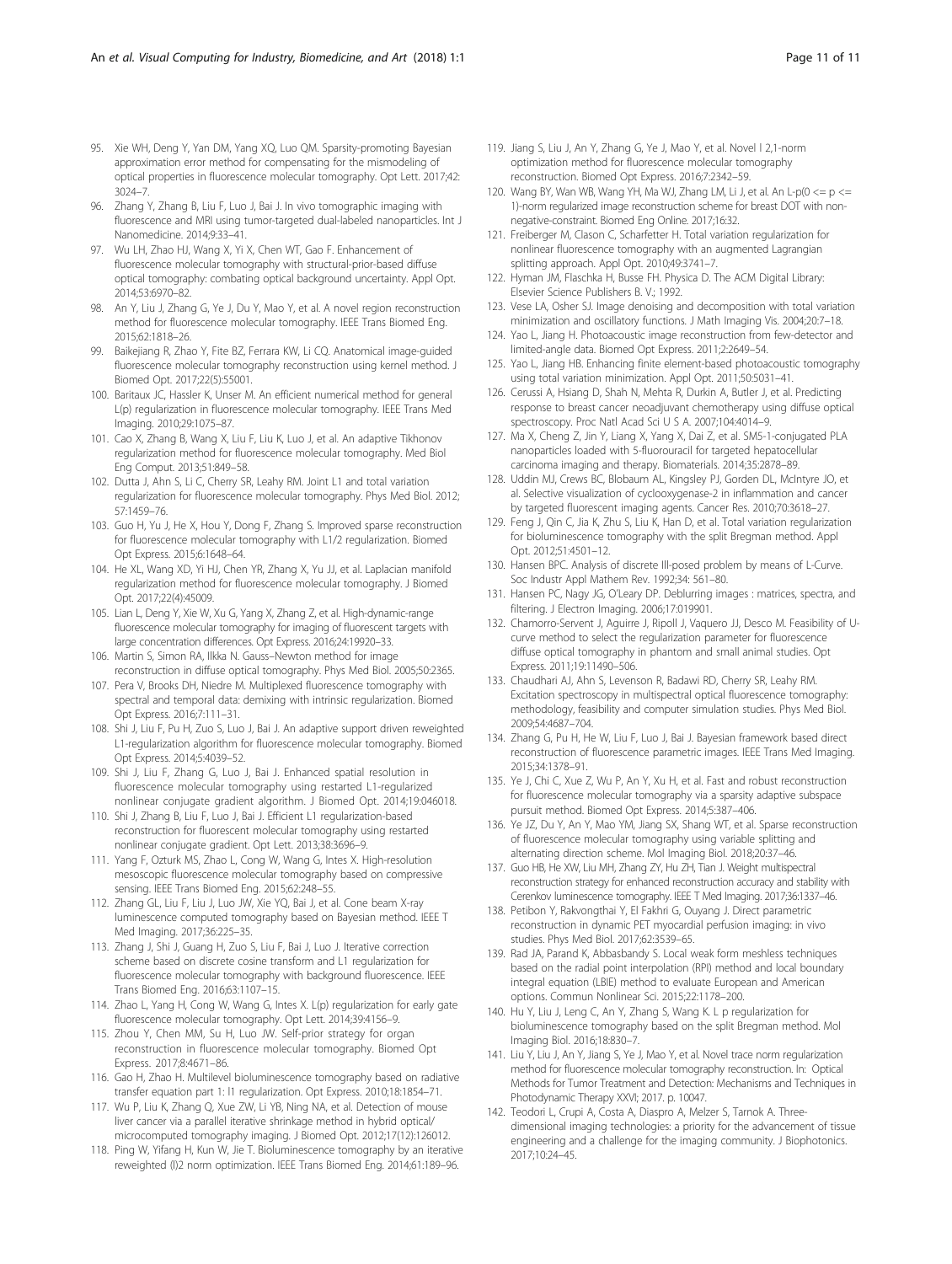95. Xie WH, Deng Y, Yan DM, Yang XQ, Luo QM. Sparsity-promoting Bayesian approximation error method for compensating for the mismodeling of optical properties in fluorescence molecular tomography. Opt Lett. 2017;42: 3024–7.
96. Zhang Y, Zhang B, Liu F, Luo J, Bai J. In vivo tomographic imaging with fluorescence and MRI using tumor-targeted dual-labeled nanoparticles. Int J Nanomedicine. 2014;9:33–41.
97. Wu LH, Zhao HJ, Wang X, Yi X, Chen WT, Gao F. Enhancement of fluorescence molecular tomography with structural-prior-based diffuse optical tomography: combating optical background uncertainty. Appl Opt. 2014;53:6970–82.
98. An Y, Liu J, Zhang G, Ye J, Du Y, Mao Y, et al. A novel region reconstruction method for fluorescence molecular tomography. IEEE Trans Biomed Eng. 2015;62:1818–26.
99. Baikejiang R, Zhao Y, Fite BZ, Ferrara KW, Li CQ. Anatomical image-guided fluorescence molecular tomography reconstruction using kernel method. J Biomed Opt. 2017;22(5):55001.
100. Baritaux JC, Hassler K, Unser M. An efficient numerical method for general L(p) regularization in fluorescence molecular tomography. IEEE Trans Med Imaging. 2010;29:1075–87.
101. Cao X, Zhang B, Wang X, Liu F, Liu K, Luo J, et al. An adaptive Tikhonov regularization method for fluorescence molecular tomography. Med Biol Eng Comput. 2013;51:849–58.
102. Dutta J, Ahn S, Li C, Cherry SR, Leahy RM. Joint L1 and total variation regularization for fluorescence molecular tomography. Phys Med Biol. 2012; 57:1459–76.
103. Guo H, Yu J, He X, Hou Y, Dong F, Zhang S. Improved sparse reconstruction for fluorescence molecular tomography with L1/2 regularization. Biomed Opt Express. 2015;6:1648–64.
104. He XL, Wang XD, Yi HJ, Chen YR, Zhang X, Yu JJ, et al. Laplacian manifold regularization method for fluorescence molecular tomography. J Biomed Opt. 2017;22(4):45009.
105. Lian L, Deng Y, Xie W, Xu G, Yang X, Zhang Z, et al. High-dynamic-range fluorescence molecular tomography for imaging of fluorescent targets with large concentration differences. Opt Express. 2016;24:19920–33.
106. Martin S, Simon RA, Ilkka N. Gauss–Newton method for image reconstruction in diffuse optical tomography. Phys Med Biol. 2005;50:2365.
107. Pera V, Brooks DH, Niedre M. Multiplexed fluorescence tomography with spectral and temporal data: demixing with intrinsic regularization. Biomed Opt Express. 2016;7:111–31.
108. Shi J, Liu F, Pu H, Zuo S, Luo J, Bai J. An adaptive support driven reweighted L1-regularization algorithm for fluorescence molecular tomography. Biomed Opt Express. 2014;5:4039–52.
109. Shi J, Liu F, Zhang G, Luo J, Bai J. Enhanced spatial resolution in fluorescence molecular tomography using restarted L1-regularized nonlinear conjugate gradient algorithm. J Biomed Opt. 2014;19:046018.
110. Shi J, Zhang B, Liu F, Luo J, Bai J. Efficient L1 regularization-based reconstruction for fluorescent molecular tomography using restarted nonlinear conjugate gradient. Opt Lett. 2013;38:3696–9.
111. Yang F, Ozturk MS, Zhao L, Cong W, Wang G, Intes X. High-resolution mesoscopic fluorescence molecular tomography based on compressive sensing. IEEE Trans Biomed Eng. 2015;62:248–55.
112. Zhang GL, Liu F, Liu J, Luo JW, Xie YQ, Bai J, et al. Cone beam X-ray luminescence computed tomography based on Bayesian method. IEEE T Med Imaging. 2017;36:225–35.
113. Zhang J, Shi J, Guang H, Zuo S, Liu F, Bai J, Luo J. Iterative correction scheme based on discrete cosine transform and L1 regularization for fluorescence molecular tomography with background fluorescence. IEEE Trans Biomed Eng. 2016;63:1107–15.
114. Zhao L, Yang H, Cong W, Wang G, Intes X. L(p) regularization for early gate fluorescence molecular tomography. Opt Lett. 2014;39:4156–9.
115. Zhou Y, Chen MM, Su H, Luo JW. Self-prior strategy for organ reconstruction in fluorescence molecular tomography. Biomed Opt Express. 2017;8:4671–86.
116. Gao H, Zhao H. Multilevel bioluminescence tomography based on radiative transfer equation part 1: l1 regularization. Opt Express. 2010;18:1854–71.
117. Wu P, Liu K, Zhang Q, Xue ZW, Li YB, Ning NA, et al. Detection of mouse liver cancer via a parallel iterative shrinkage method in hybrid optical/ microcomputed tomography imaging. J Biomed Opt. 2012;17(12):126012.
118. Ping W, Yifang H, Kun W, Jie T. Bioluminescence tomography by an iterative reweighted (l)2 norm optimization. IEEE Trans Biomed Eng. 2014;61:189–96.
119. Jiang S, Liu J, An Y, Zhang G, Ye J, Mao Y, et al. Novel l 2,1-norm optimization method for fluorescence molecular tomography reconstruction. Biomed Opt Express. 2016;7:2342–59.
120. Wang BY, Wan WB, Wang YH, Ma WJ, Zhang LM, Li J, et al. An L-p(0 <= p <= 1)-norm regularized image reconstruction scheme for breast DOT with non-negative-constraint. Biomed Eng Online. 2017;16:32.
121. Freiberger M, Clason C, Scharfetter H. Total variation regularization for nonlinear fluorescence tomography with an augmented Lagrangian splitting approach. Appl Opt. 2010;49:3741–7.
122. Hyman JM, Flaschka H, Busse FH. Physica D. The ACM Digital Library: Elsevier Science Publishers B. V.; 1992.
123. Vese LA, Osher SJ. Image denoising and decomposition with total variation minimization and oscillatory functions. J Math Imaging Vis. 2004;20:7–18.
124. Yao L, Jiang H. Photoacoustic image reconstruction from few-detector and limited-angle data. Biomed Opt Express. 2011;2:2649–54.
125. Yao L, Jiang HB. Enhancing finite element-based photoacoustic tomography using total variation minimization. Appl Opt. 2011;50:5031–41.
126. Cerussi A, Hsiang D, Shah N, Mehta R, Durkin A, Butler J, et al. Predicting response to breast cancer neoadjuvant chemotherapy using diffuse optical spectroscopy. Proc Natl Acad Sci U S A. 2007;104:4014–9.
127. Ma X, Cheng Z, Jin Y, Liang X, Yang X, Dai Z, et al. SM5-1-conjugated PLA nanoparticles loaded with 5-fluorouracil for targeted hepatocellular carcinoma imaging and therapy. Biomaterials. 2014;35:2878–89.
128. Uddin MJ, Crews BC, Blobaum AL, Kingsley PJ, Gorden DL, McIntyre JO, et al. Selective visualization of cyclooxygenase-2 in inflammation and cancer by targeted fluorescent imaging agents. Cancer Res. 2010;70:3618–27.
129. Feng J, Qin C, Jia K, Zhu S, Liu K, Han D, et al. Total variation regularization for bioluminescence tomography with the split Bregman method. Appl Opt. 2012;51:4501–12.
130. Hansen BPC. Analysis of discrete Ill-posed problem by means of L-Curve. Soc Industr Appl Mathem Rev. 1992;34: 561–80.
131. Hansen PC, Nagy JG, O'Leary DP. Deblurring images : matrices, spectra, and filtering. J Electron Imaging. 2006;17:019901.
132. Chamorro-Servent J, Aguirre J, Ripoll J, Vaquero JJ, Desco M. Feasibility of U-curve method to select the regularization parameter for fluorescence diffuse optical tomography in phantom and small animal studies. Opt Express. 2011;19:11490–506.
133. Chaudhari AJ, Ahn S, Levenson R, Badawi RD, Cherry SR, Leahy RM. Excitation spectroscopy in multispectral optical fluorescence tomography: methodology, feasibility and computer simulation studies. Phys Med Biol. 2009;54:4687–704.
134. Zhang G, Pu H, He W, Liu F, Luo J, Bai J. Bayesian framework based direct reconstruction of fluorescence parametric images. IEEE Trans Med Imaging. 2015;34:1378–91.
135. Ye J, Chi C, Xue Z, Wu P, An Y, Xu H, et al. Fast and robust reconstruction for fluorescence molecular tomography via a sparsity adaptive subspace pursuit method. Biomed Opt Express. 2014;5:387–406.
136. Ye JZ, Du Y, An Y, Mao YM, Jiang SX, Shang WT, et al. Sparse reconstruction of fluorescence molecular tomography using variable splitting and alternating direction scheme. Mol Imaging Biol. 2018;20:37–46.
137. Guo HB, He XW, Liu MH, Zhang ZY, Hu ZH, Tian J. Weight multispectral reconstruction strategy for enhanced reconstruction accuracy and stability with Cerenkov luminescence tomography. IEEE T Med Imaging. 2017;36:1337–46.
138. Petibon Y, Rakvongthai Y, El Fakhri G, Ouyang J. Direct parametric reconstruction in dynamic PET myocardial perfusion imaging: in vivo studies. Phys Med Biol. 2017;62:3539–65.
139. Rad JA, Parand K, Abbasbandy S. Local weak form meshless techniques based on the radial point interpolation (RPI) method and local boundary integral equation (LBIE) method to evaluate European and American options. Commun Nonlinear Sci. 2015;22:1178–200.
140. Hu Y, Liu J, Leng C, An Y, Zhang S, Wang K. L p regularization for bioluminescence tomography based on the split Bregman method. Mol Imaging Biol. 2016;18:830–7.
141. Liu Y, Liu J, An Y, Jiang S, Ye J, Mao Y, et al. Novel trace norm regularization method for fluorescence molecular tomography reconstruction. In: Optical Methods for Tumor Treatment and Detection: Mechanisms and Techniques in Photodynamic Therapy XXVI; 2017. p. 10047.
142. Teodori L, Crupi A, Costa A, Diaspro A, Melzer S, Tarnok A. Three-dimensional imaging technologies: a priority for the advancement of tissue engineering and a challenge for the imaging community. J Biophotonics. 2017;10:24–45.